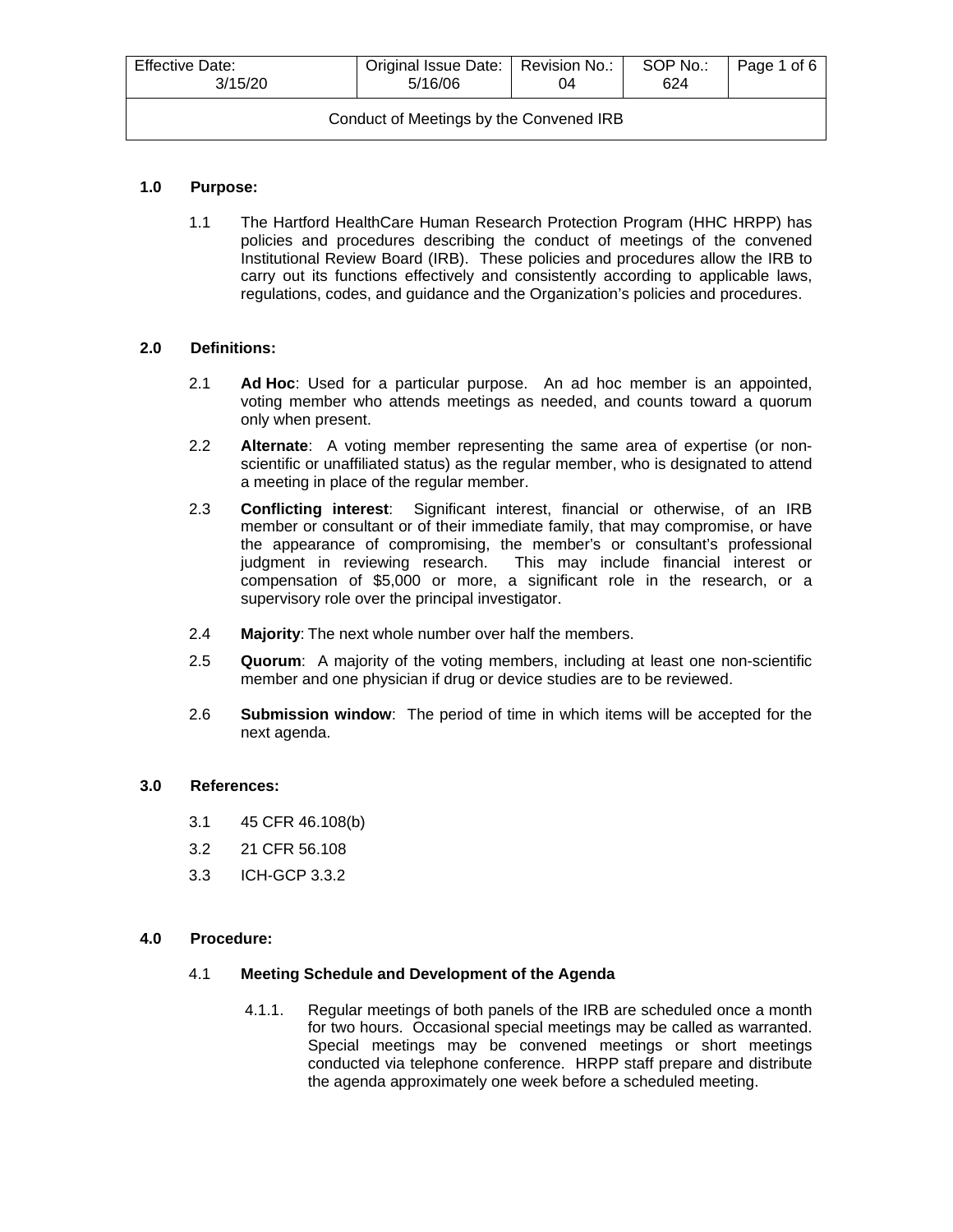| Effective Date: 3/15/20 | Original Issue Date: 5/16/06 | Revision No.: 04 | SOP No.: 624 |
| --- | --- | --- | --- |
| Conduct of Meetings by the Convened IRB | | | |

## 1.0 Purpose:

1.1 The Hartford HealthCare Human Research Protection Program (HHC HRPP) has policies and procedures describing the conduct of meetings of the convened Institutional Review Board (IRB). These policies and procedures allow the IRB to carry out its functions effectively and consistently according to applicable laws, regulations, codes, and guidance and the Organization's policies and procedures.

## 2.0 Definitions:

2.1 **Ad Hoc**: Used for a particular purpose. An ad hoc member is an appointed, voting member who attends meetings as needed, and counts toward a quorum only when present.

2.2 **Alternate**: A voting member representing the same area of expertise (or non-scientific or unaffiliated status) as the regular member, who is designated to attend a meeting in place of the regular member.

2.3 **Conflicting interest**: Significant interest, financial or otherwise, of an IRB member or consultant or of their immediate family, that may compromise, or have the appearance of compromising, the member's or consultant's professional judgment in reviewing research. This may include financial interest or compensation of $5,000 or more, a significant role in the research, or a supervisory role over the principal investigator.

2.4 **Majority**: The next whole number over half the members.

2.5 **Quorum**: A majority of the voting members, including at least one non-scientific member and one physician if drug or device studies are to be reviewed.

2.6 **Submission window**: The period of time in which items will be accepted for the next agenda.

## 3.0 References:

3.1 45 CFR 46.108(b)

3.2 21 CFR 56.108

3.3 ICH-GCP 3.3.2

## 4.0 Procedure:

### 4.1 Meeting Schedule and Development of the Agenda

4.1.1. Regular meetings of both panels of the IRB are scheduled once a month for two hours. Occasional special meetings may be called as warranted. Special meetings may be convened meetings or short meetings conducted via telephone conference. HRPP staff prepare and distribute the agenda approximately one week before a scheduled meeting.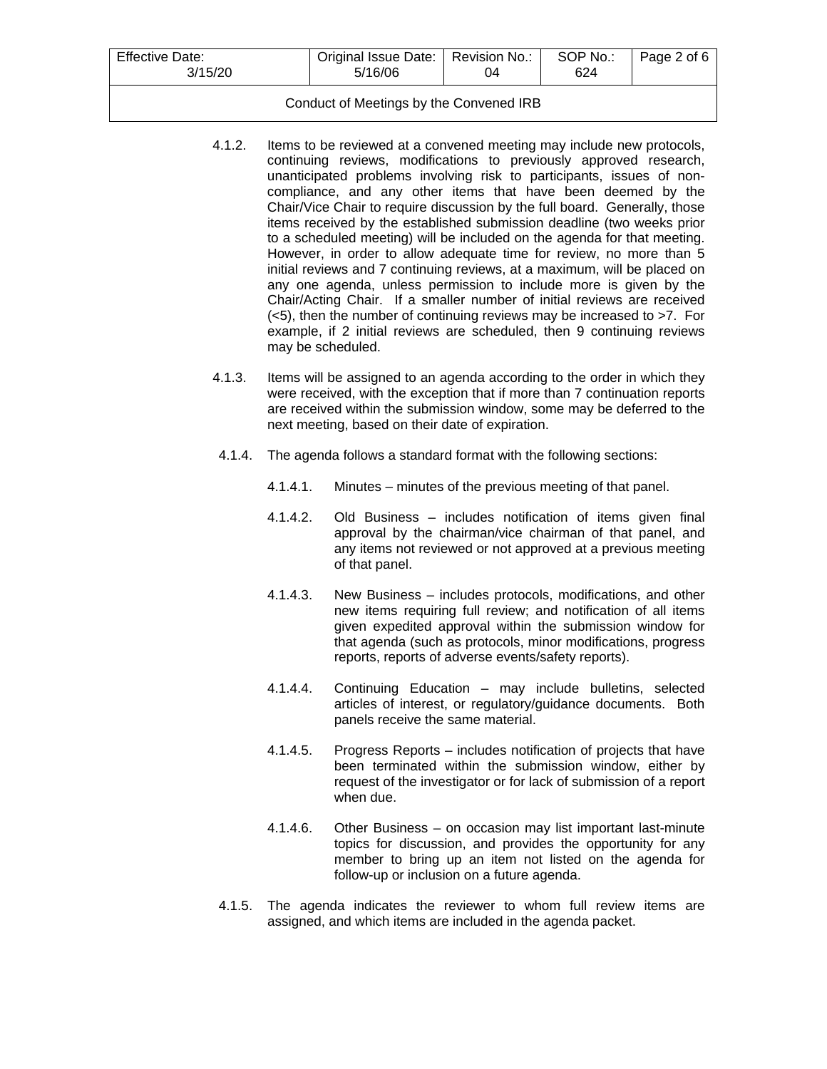4.1.2. Items to be reviewed at a convened meeting may include new protocols, continuing reviews, modifications to previously approved research, unanticipated problems involving risk to participants, issues of non-compliance, and any other items that have been deemed by the Chair/Vice Chair to require discussion by the full board. Generally, those items received by the established submission deadline (two weeks prior to a scheduled meeting) will be included on the agenda for that meeting. However, in order to allow adequate time for review, no more than 5 initial reviews and 7 continuing reviews, at a maximum, will be placed on any one agenda, unless permission to include more is given by the Chair/Acting Chair. If a smaller number of initial reviews are received (<5), then the number of continuing reviews may be increased to >7. For example, if 2 initial reviews are scheduled, then 9 continuing reviews may be scheduled.

4.1.3. Items will be assigned to an agenda according to the order in which they were received, with the exception that if more than 7 continuation reports are received within the submission window, some may be deferred to the next meeting, based on their date of expiration.

4.1.4. The agenda follows a standard format with the following sections:

4.1.4.1. Minutes – minutes of the previous meeting of that panel.

4.1.4.2. Old Business – includes notification of items given final approval by the chairman/vice chairman of that panel, and any items not reviewed or not approved at a previous meeting of that panel.

4.1.4.3. New Business – includes protocols, modifications, and other new items requiring full review; and notification of all items given expedited approval within the submission window for that agenda (such as protocols, minor modifications, progress reports, reports of adverse events/safety reports).

4.1.4.4. Continuing Education – may include bulletins, selected articles of interest, or regulatory/guidance documents. Both panels receive the same material.

4.1.4.5. Progress Reports – includes notification of projects that have been terminated within the submission window, either by request of the investigator or for lack of submission of a report when due.

4.1.4.6. Other Business – on occasion may list important last-minute topics for discussion, and provides the opportunity for any member to bring up an item not listed on the agenda for follow-up or inclusion on a future agenda.

4.1.5. The agenda indicates the reviewer to whom full review items are assigned, and which items are included in the agenda packet.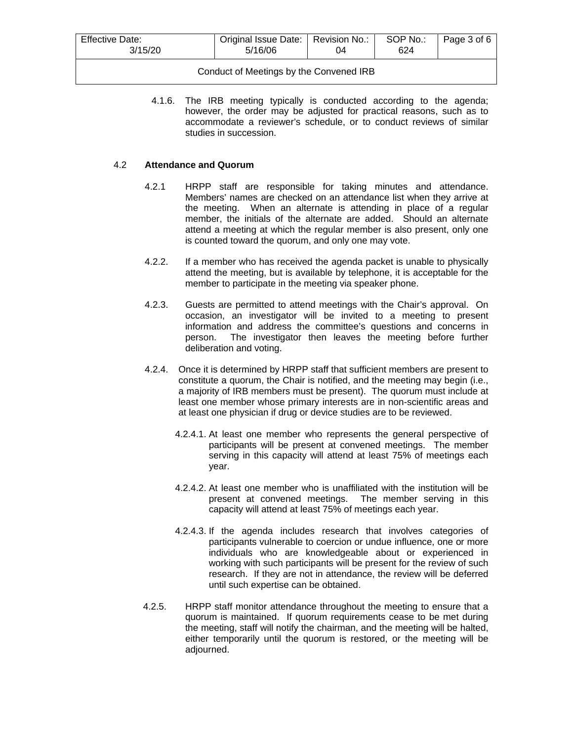4.1.6. The IRB meeting typically is conducted according to the agenda; however, the order may be adjusted for practical reasons, such as to accommodate a reviewer's schedule, or to conduct reviews of similar studies in succession.

## 4.2 Attendance and Quorum

4.2.1 HRPP staff are responsible for taking minutes and attendance. Members' names are checked on an attendance list when they arrive at the meeting. When an alternate is attending in place of a regular member, the initials of the alternate are added. Should an alternate attend a meeting at which the regular member is also present, only one is counted toward the quorum, and only one may vote.

4.2.2. If a member who has received the agenda packet is unable to physically attend the meeting, but is available by telephone, it is acceptable for the member to participate in the meeting via speaker phone.

4.2.3. Guests are permitted to attend meetings with the Chair's approval. On occasion, an investigator will be invited to a meeting to present information and address the committee's questions and concerns in person. The investigator then leaves the meeting before further deliberation and voting.

4.2.4. Once it is determined by HRPP staff that sufficient members are present to constitute a quorum, the Chair is notified, and the meeting may begin (i.e., a majority of IRB members must be present). The quorum must include at least one member whose primary interests are in non-scientific areas and at least one physician if drug or device studies are to be reviewed.

4.2.4.1. At least one member who represents the general perspective of participants will be present at convened meetings. The member serving in this capacity will attend at least 75% of meetings each year.

4.2.4.2. At least one member who is unaffiliated with the institution will be present at convened meetings. The member serving in this capacity will attend at least 75% of meetings each year.

4.2.4.3. If the agenda includes research that involves categories of participants vulnerable to coercion or undue influence, one or more individuals who are knowledgeable about or experienced in working with such participants will be present for the review of such research. If they are not in attendance, the review will be deferred until such expertise can be obtained.

4.2.5. HRPP staff monitor attendance throughout the meeting to ensure that a quorum is maintained. If quorum requirements cease to be met during the meeting, staff will notify the chairman, and the meeting will be halted, either temporarily until the quorum is restored, or the meeting will be adjourned.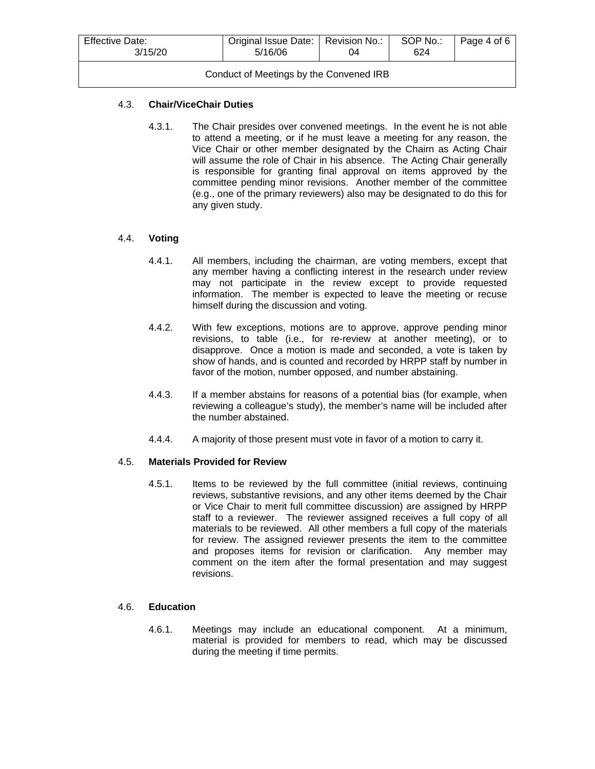### 4.3. **Chair/ViceChair Duties**

4.3.1. The Chair presides over convened meetings. In the event he is not able to attend a meeting, or if he must leave a meeting for any reason, the Vice Chair or other member designated by the Chairn as Acting Chair will assume the role of Chair in his absence. The Acting Chair generally is responsible for granting final approval on items approved by the committee pending minor revisions. Another member of the committee (e.g., one of the primary reviewers) also may be designated to do this for any given study.

### 4.4. **Voting**

4.4.1. All members, including the chairman, are voting members, except that any member having a conflicting interest in the research under review may not participate in the review except to provide requested information. The member is expected to leave the meeting or recuse himself during the discussion and voting.

4.4.2. With few exceptions, motions are to approve, approve pending minor revisions, to table (i.e., for re-review at another meeting), or to disapprove. Once a motion is made and seconded, a vote is taken by show of hands, and is counted and recorded by HRPP staff by number in favor of the motion, number opposed, and number abstaining.

4.4.3. If a member abstains for reasons of a potential bias (for example, when reviewing a colleague's study), the member's name will be included after the number abstained.

4.4.4. A majority of those present must vote in favor of a motion to carry it.

### 4.5. **Materials Provided for Review**

4.5.1. Items to be reviewed by the full committee (initial reviews, continuing reviews, substantive revisions, and any other items deemed by the Chair or Vice Chair to merit full committee discussion) are assigned by HRPP staff to a reviewer. The reviewer assigned receives a full copy of all materials to be reviewed. All other members a full copy of the materials for review. The assigned reviewer presents the item to the committee and proposes items for revision or clarification. Any member may comment on the item after the formal presentation and may suggest revisions.

### 4.6. **Education**

4.6.1. Meetings may include an educational component. At a minimum, material is provided for members to read, which may be discussed during the meeting if time permits.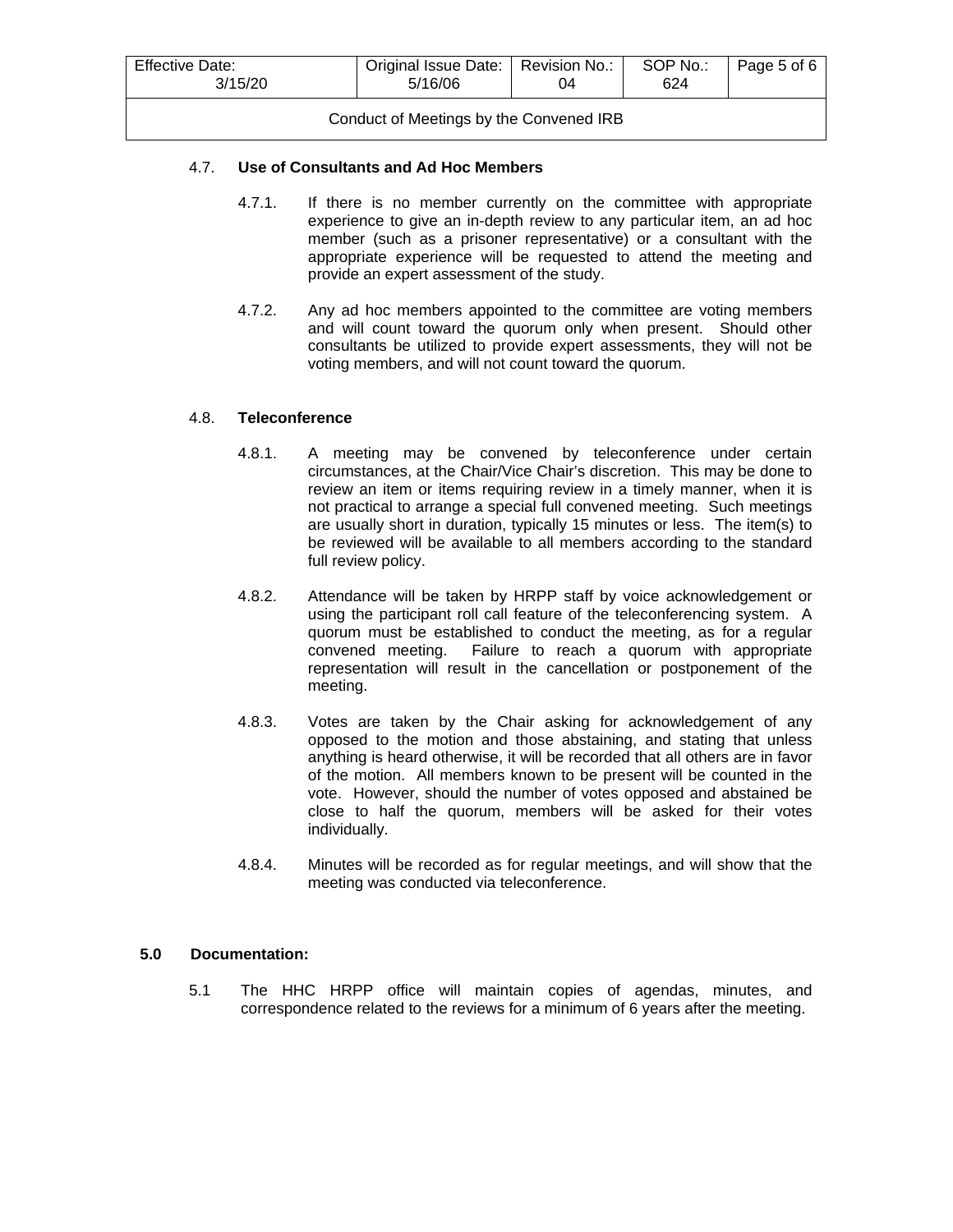### 4.7. **Use of Consultants and Ad Hoc Members**

4.7.1. If there is no member currently on the committee with appropriate experience to give an in-depth review to any particular item, an ad hoc member (such as a prisoner representative) or a consultant with the appropriate experience will be requested to attend the meeting and provide an expert assessment of the study.

4.7.2. Any ad hoc members appointed to the committee are voting members and will count toward the quorum only when present. Should other consultants be utilized to provide expert assessments, they will not be voting members, and will not count toward the quorum.

### 4.8. **Teleconference**

4.8.1. A meeting may be convened by teleconference under certain circumstances, at the Chair/Vice Chair's discretion. This may be done to review an item or items requiring review in a timely manner, when it is not practical to arrange a special full convened meeting. Such meetings are usually short in duration, typically 15 minutes or less. The item(s) to be reviewed will be available to all members according to the standard full review policy.

4.8.2. Attendance will be taken by HRPP staff by voice acknowledgement or using the participant roll call feature of the teleconferencing system. A quorum must be established to conduct the meeting, as for a regular convened meeting. Failure to reach a quorum with appropriate representation will result in the cancellation or postponement of the meeting.

4.8.3. Votes are taken by the Chair asking for acknowledgement of any opposed to the motion and those abstaining, and stating that unless anything is heard otherwise, it will be recorded that all others are in favor of the motion. All members known to be present will be counted in the vote. However, should the number of votes opposed and abstained be close to half the quorum, members will be asked for their votes individually.

4.8.4. Minutes will be recorded as for regular meetings, and will show that the meeting was conducted via teleconference.

## 5.0 **Documentation:**

5.1 The HHC HRPP office will maintain copies of agendas, minutes, and correspondence related to the reviews for a minimum of 6 years after the meeting.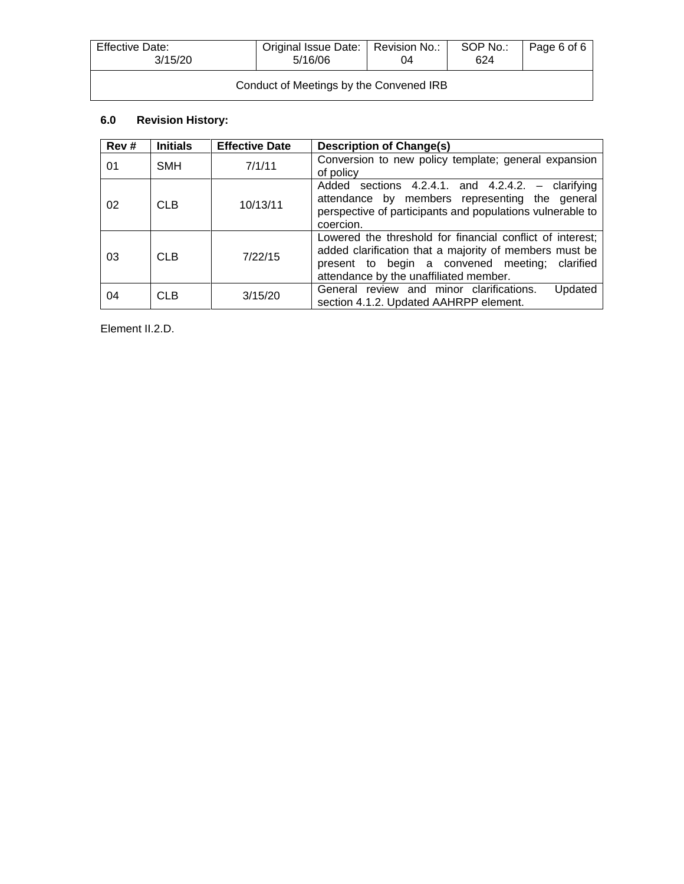## 6.0 Revision History:

| Rev # | Initials | Effective Date | Description of Change(s) |
|---|---|---|---|
| 01 | SMH | 7/1/11 | Conversion to new policy template; general expansion of policy |
| 02 | CLB | 10/13/11 | Added sections 4.2.4.1. and 4.2.4.2. – clarifying attendance by members representing the general perspective of participants and populations vulnerable to coercion. |
| 03 | CLB | 7/22/15 | Lowered the threshold for financial conflict of interest; added clarification that a majority of members must be present to begin a convened meeting; clarified attendance by the unaffiliated member. |
| 04 | CLB | 3/15/20 | General review and minor clarifications. Updated section 4.1.2. Updated AAHRPP element. |

Element II.2.D.